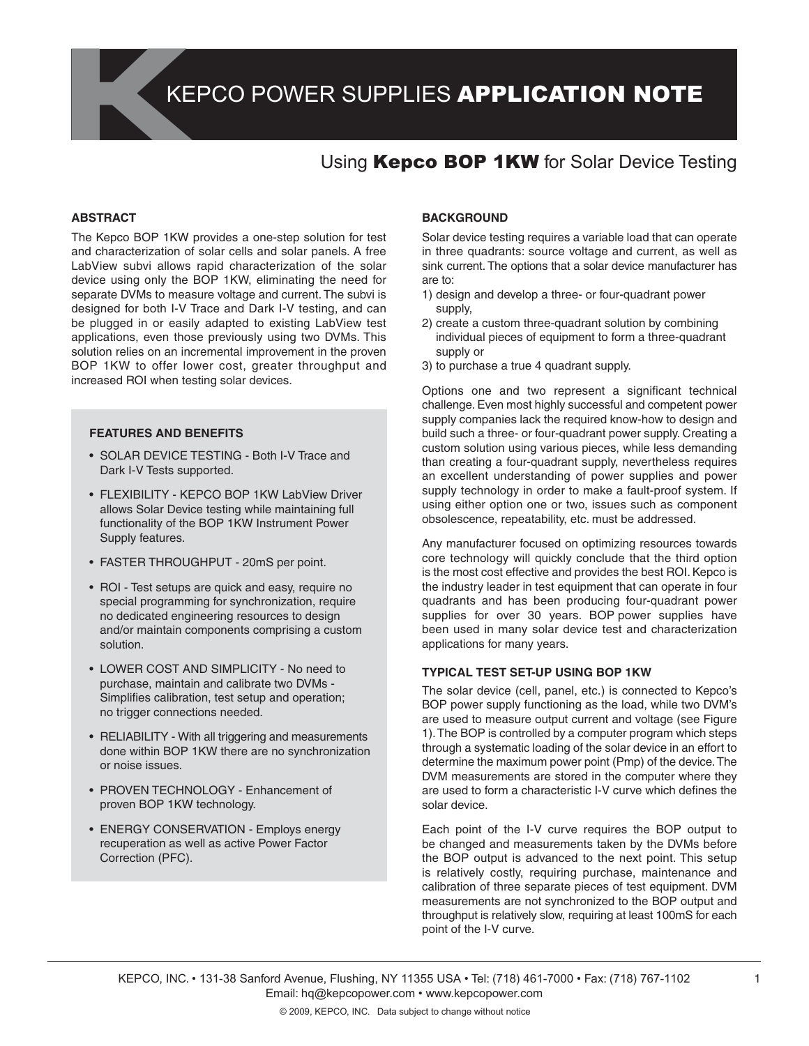# KEPCO POWER SUPPLIES APPLICATION NOTE

## Using **Kepco BOP 1KW** for Solar Device Testing

### ABSTRACT

The Kepco BOP 1KW provides a one-step solution for test and characterization of solar cells and solar panels. A free LabView subvi allows rapid characterization of the solar device using only the BOP 1KW, eliminating the need for separate DVMs to measure voltage and current. The subvi is designed for both I-V Trace and Dark I-V testing, and can be plugged in or easily adapted to existing LabView test applications, even those previously using two DVMs. This solution relies on an incremental improvement in the proven BOP 1KW to offer lower cost, greater throughput and increased ROI when testing solar devices.

### FEATURES AND BENEFITS

- SOLAR DEVICE TESTING - Both I-V Trace and Dark I-V Tests supported.
- FLEXIBILITY - KEPCO BOP 1KW LabView Driver allows Solar Device testing while maintaining full functionality of the BOP 1KW Instrument Power Supply features.
- FASTER THROUGHPUT - 20mS per point.
- ROI - Test setups are quick and easy, require no special programming for synchronization, require no dedicated engineering resources to design and/or maintain components comprising a custom solution.
- LOWER COST AND SIMPLICITY - No need to purchase, maintain and calibrate two DVMs - Simplifies calibration, test setup and operation; no trigger connections needed.
- RELIABILITY - With all triggering and measurements done within BOP 1KW there are no synchronization or noise issues.
- PROVEN TECHNOLOGY - Enhancement of proven BOP 1KW technology.
- ENERGY CONSERVATION - Employs energy recuperation as well as active Power Factor Correction (PFC).

### BACKGROUND

Solar device testing requires a variable load that can operate in three quadrants: source voltage and current, as well as sink current. The options that a solar device manufacturer has are to:

1) design and develop a three- or four-quadrant power supply,
2) create a custom three-quadrant solution by combining individual pieces of equipment to form a three-quadrant supply or
3) to purchase a true 4 quadrant supply.

Options one and two represent a significant technical challenge. Even most highly successful and competent power supply companies lack the required know-how to design and build such a three- or four-quadrant power supply. Creating a custom solution using various pieces, while less demanding than creating a four-quadrant supply, nevertheless requires an excellent understanding of power supplies and power supply technology in order to make a fault-proof system. If using either option one or two, issues such as component obsolescence, repeatability, etc. must be addressed.

Any manufacturer focused on optimizing resources towards core technology will quickly conclude that the third option is the most cost effective and provides the best ROI. Kepco is the industry leader in test equipment that can operate in four quadrants and has been producing four-quadrant power supplies for over 30 years. BOP power supplies have been used in many solar device test and characterization applications for many years.

### TYPICAL TEST SET-UP USING BOP 1KW

The solar device (cell, panel, etc.) is connected to Kepco's BOP power supply functioning as the load, while two DVM's are used to measure output current and voltage (see Figure 1). The BOP is controlled by a computer program which steps through a systematic loading of the solar device in an effort to determine the maximum power point (Pmp) of the device. The DVM measurements are stored in the computer where they are used to form a characteristic I-V curve which defines the solar device.

Each point of the I-V curve requires the BOP output to be changed and measurements taken by the DVMs before the BOP output is advanced to the next point. This setup is relatively costly, requiring purchase, maintenance and calibration of three separate pieces of test equipment. DVM measurements are not synchronized to the BOP output and throughput is relatively slow, requiring at least 100mS for each point of the I-V curve.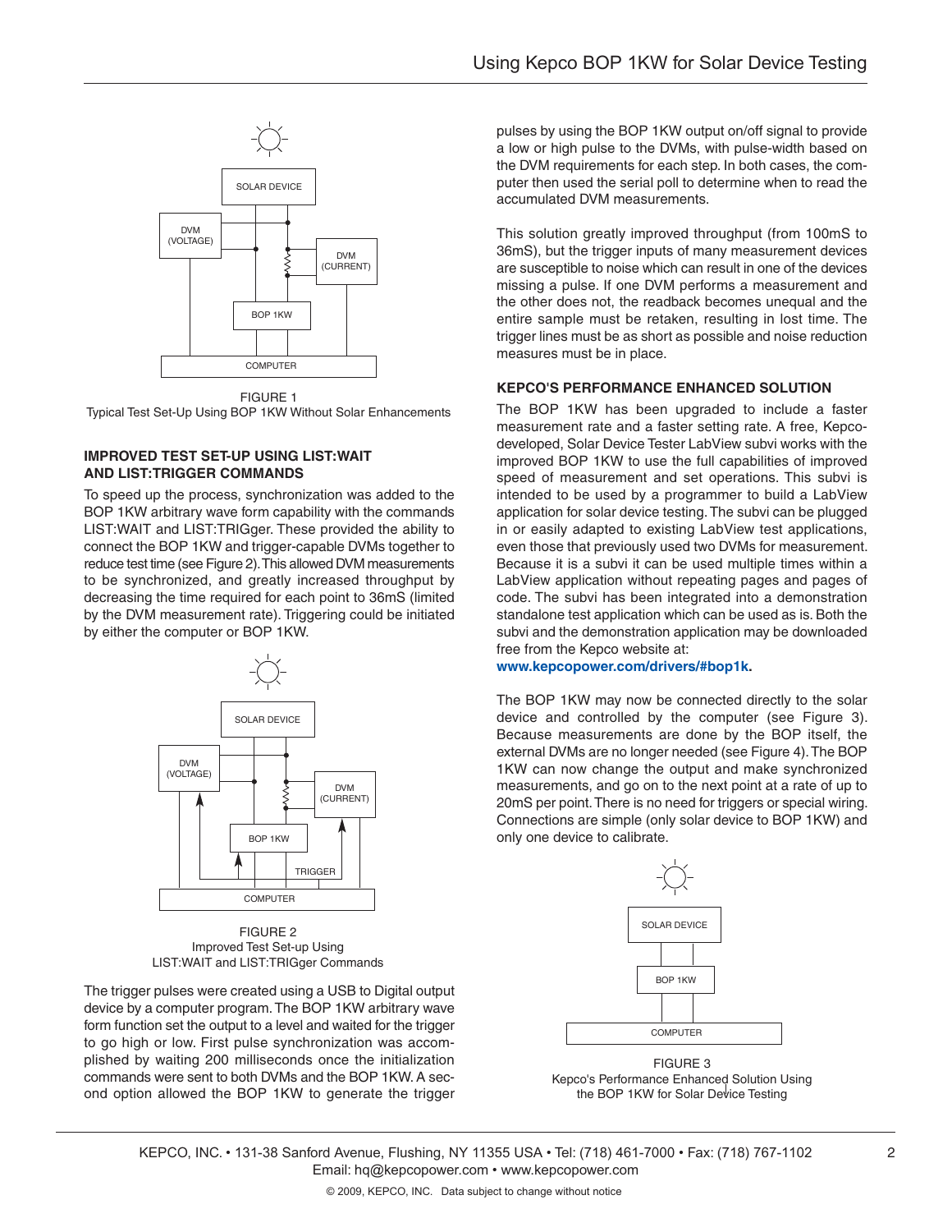FIGURE 1
Typical Test Set-Up Using BOP 1KW Without Solar Enhancements

## IMPROVED TEST SET-UP USING LIST:WAIT AND LIST:TRIGGER COMMANDS

To speed up the process, synchronization was added to the BOP 1KW arbitrary wave form capability with the commands LIST:WAIT and LIST:TRIGger. These provided the ability to connect the BOP 1KW and trigger-capable DVMs together to reduce test time (see Figure 2). This allowed DVM measurements to be synchronized, and greatly increased throughput by decreasing the time required for each point to 36mS (limited by the DVM measurement rate). Triggering could be initiated by either the computer or BOP 1KW.

FIGURE 2
Improved Test Set-up Using LIST:WAIT and LIST:TRIGger Commands

The trigger pulses were created using a USB to Digital output device by a computer program. The BOP 1KW arbitrary wave form function set the output to a level and waited for the trigger to go high or low. First pulse synchronization was accomplished by waiting 200 milliseconds once the initialization commands were sent to both DVMs and the BOP 1KW. A second option allowed the BOP 1KW to generate the trigger pulses by using the BOP 1KW output on/off signal to provide a low or high pulse to the DVMs, with pulse-width based on the DVM requirements for each step. In both cases, the computer then used the serial poll to determine when to read the accumulated DVM measurements.

This solution greatly improved throughput (from 100mS to 36mS), but the trigger inputs of many measurement devices are susceptible to noise which can result in one of the devices missing a pulse. If one DVM performs a measurement and the other does not, the readback becomes unequal and the entire sample must be retaken, resulting in lost time. The trigger lines must be as short as possible and noise reduction measures must be in place.

## KEPCO'S PERFORMANCE ENHANCED SOLUTION

The BOP 1KW has been upgraded to include a faster measurement rate and a faster setting rate. A free, Kepco-developed, Solar Device Tester LabView subvi works with the improved BOP 1KW to use the full capabilities of improved speed of measurement and set operations. This subvi is intended to be used by a programmer to build a LabView application for solar device testing. The subvi can be plugged in or easily adapted to existing LabView test applications, even those that previously used two DVMs for measurement. Because it is a subvi it can be used multiple times within a LabView application without repeating pages and pages of code. The subvi has been integrated into a demonstration standalone test application which can be used as is. Both the subvi and the demonstration application may be downloaded free from the Kepco website at:
**www.kepcopower.com/drivers/#bop1k.**

The BOP 1KW may now be connected directly to the solar device and controlled by the computer (see Figure 3). Because measurements are done by the BOP itself, the external DVMs are no longer needed (see Figure 4). The BOP 1KW can now change the output and make synchronized measurements, and go on to the next point at a rate of up to 20mS per point. There is no need for triggers or special wiring. Connections are simple (only solar device to BOP 1KW) and only one device to calibrate.

FIGURE 3
Kepco's Performance Enhanced Solution Using the BOP 1KW for Solar Device Testing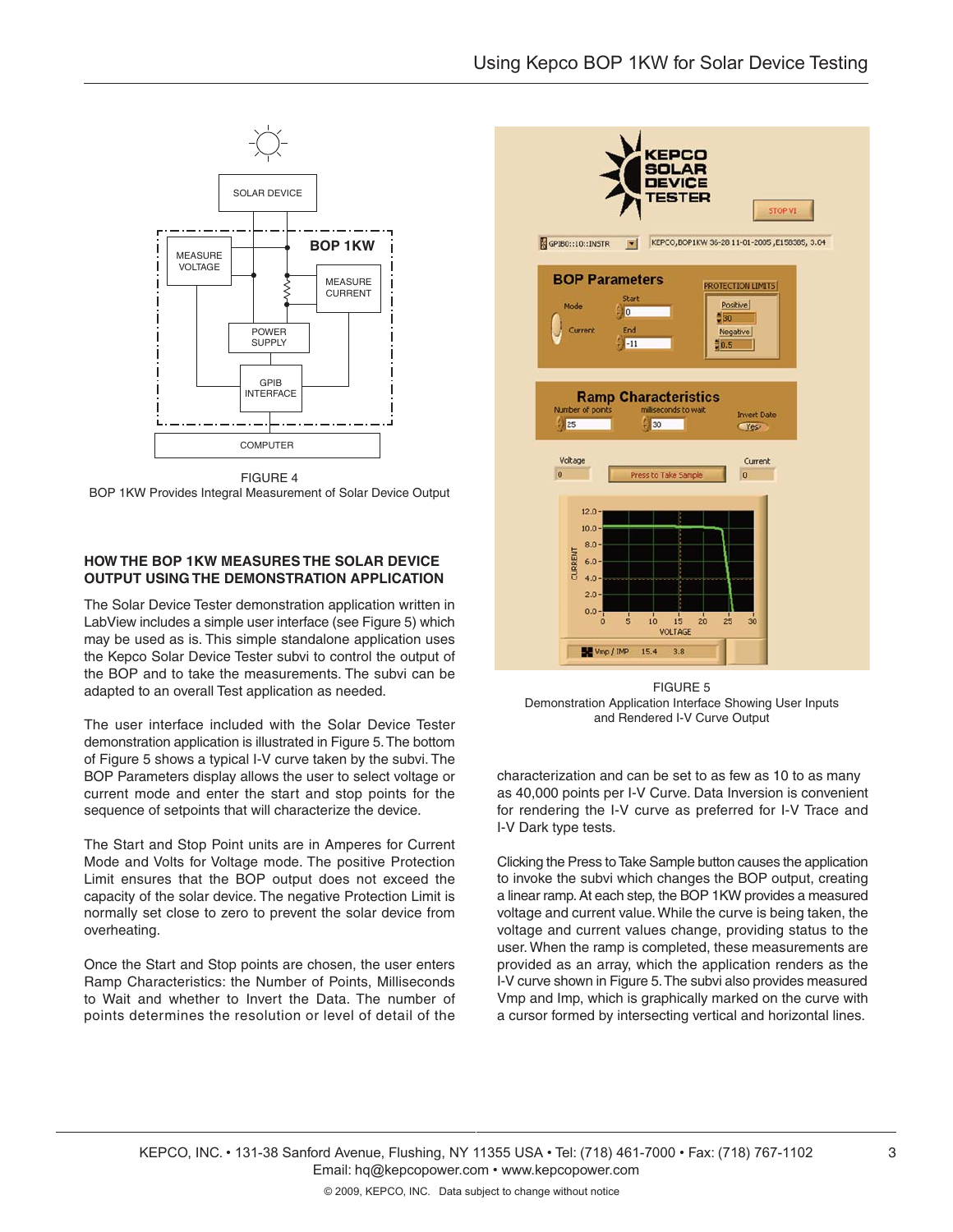FIGURE 4
BOP 1KW Provides Integral Measurement of Solar Device Output

FIGURE 5
Demonstration Application Interface Showing User Inputs and Rendered I-V Curve Output

## HOW THE BOP 1KW MEASURES THE SOLAR DEVICE OUTPUT USING THE DEMONSTRATION APPLICATION

The Solar Device Tester demonstration application written in LabView includes a simple user interface (see Figure 5) which may be used as is. This simple standalone application uses the Kepco Solar Device Tester subvi to control the output of the BOP and to take the measurements. The subvi can be adapted to an overall Test application as needed.

The user interface included with the Solar Device Tester demonstration application is illustrated in Figure 5. The bottom of Figure 5 shows a typical I-V curve taken by the subvi. The BOP Parameters display allows the user to select voltage or current mode and enter the start and stop points for the sequence of setpoints that will characterize the device.

The Start and Stop Point units are in Amperes for Current Mode and Volts for Voltage mode. The positive Protection Limit ensures that the BOP output does not exceed the capacity of the solar device. The negative Protection Limit is normally set close to zero to prevent the solar device from overheating.

Once the Start and Stop points are chosen, the user enters Ramp Characteristics: the Number of Points, Milliseconds to Wait and whether to Invert the Data. The number of points determines the resolution or level of detail of the characterization and can be set to as few as 10 to as many as 40,000 points per I-V Curve. Data Inversion is convenient for rendering the I-V curve as preferred for I-V Trace and I-V Dark type tests.

Clicking the Press to Take Sample button causes the application to invoke the subvi which changes the BOP output, creating a linear ramp. At each step, the BOP 1KW provides a measured voltage and current value. While the curve is being taken, the voltage and current values change, providing status to the user. When the ramp is completed, these measurements are provided as an array, which the application renders as the I-V curve shown in Figure 5. The subvi also provides measured Vmp and Imp, which is graphically marked on the curve with a cursor formed by intersecting vertical and horizontal lines.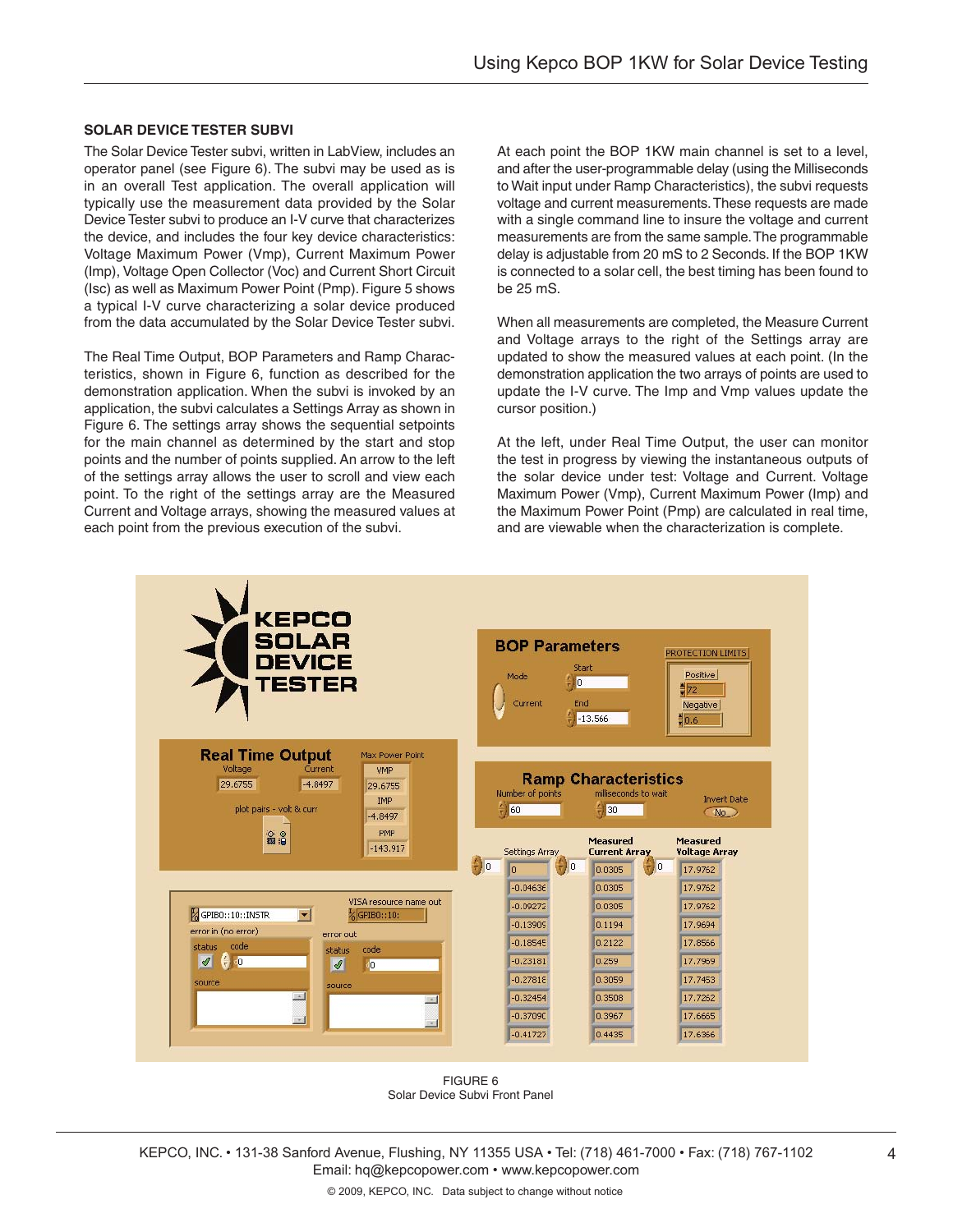## SOLAR DEVICE TESTER SUBVI

The Solar Device Tester subvi, written in LabView, includes an operator panel (see Figure 6). The subvi may be used as is in an overall Test application. The overall application will typically use the measurement data provided by the Solar Device Tester subvi to produce an I-V curve that characterizes the device, and includes the four key device characteristics: Voltage Maximum Power (Vmp), Current Maximum Power (Imp), Voltage Open Collector (Voc) and Current Short Circuit (Isc) as well as Maximum Power Point (Pmp). Figure 5 shows a typical I-V curve characterizing a solar device produced from the data accumulated by the Solar Device Tester subvi.

The Real Time Output, BOP Parameters and Ramp Characteristics, shown in Figure 6, function as described for the demonstration application. When the subvi is invoked by an application, the subvi calculates a Settings Array as shown in Figure 6. The settings array shows the sequential setpoints for the main channel as determined by the start and stop points and the number of points supplied. An arrow to the left of the settings array allows the user to scroll and view each point. To the right of the settings array are the Measured Current and Voltage arrays, showing the measured values at each point from the previous execution of the subvi.

At each point the BOP 1KW main channel is set to a level, and after the user-programmable delay (using the Milliseconds to Wait input under Ramp Characteristics), the subvi requests voltage and current measurements. These requests are made with a single command line to insure the voltage and current measurements are from the same sample. The programmable delay is adjustable from 20 mS to 2 Seconds. If the BOP 1KW is connected to a solar cell, the best timing has been found to be 25 mS.

When all measurements are completed, the Measure Current and Voltage arrays to the right of the Settings array are updated to show the measured values at each point. (In the demonstration application the two arrays of points are used to update the I-V curve. The Imp and Vmp values update the cursor position.)

At the left, under Real Time Output, the user can monitor the test in progress by viewing the instantaneous outputs of the solar device under test: Voltage and Current. Voltage Maximum Power (Vmp), Current Maximum Power (Imp) and the Maximum Power Point (Pmp) are calculated in real time, and are viewable when the characterization is complete.

FIGURE 6
Solar Device Subvi Front Panel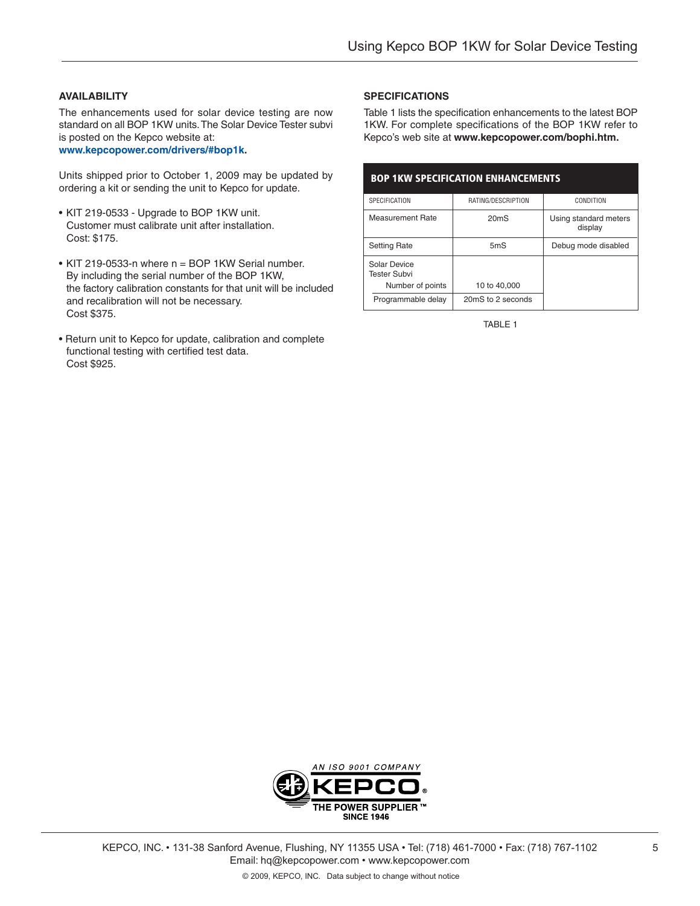## AVAILABILITY

The enhancements used for solar device testing are now standard on all BOP 1KW units. The Solar Device Tester subvi is posted on the Kepco website at:
**www.kepcopower.com/drivers/#bop1k.**

Units shipped prior to October 1, 2009 may be updated by ordering a kit or sending the unit to Kepco for update.

- KIT 219-0533 - Upgrade to BOP 1KW unit.
  Customer must calibrate unit after installation.
  Cost: $175.
- KIT 219-0533-n where n = BOP 1KW Serial number.
  By including the serial number of the BOP 1KW, the factory calibration constants for that unit will be included and recalibration will not be necessary.
  Cost $375.
- Return unit to Kepco for update, calibration and complete functional testing with certified test data.
  Cost $925.

## SPECIFICATIONS

Table 1 lists the specification enhancements to the latest BOP 1KW. For complete specifications of the BOP 1KW refer to Kepco's web site at **www.kepcopower.com/bophi.htm.**

**BOP 1KW SPECIFICATION ENHANCEMENTS**

| SPECIFICATION | RATING/DESCRIPTION | CONDITION |
|---|---|---|
| Measurement Rate | 20mS | Using standard meters display |
| Setting Rate | 5mS | Debug mode disabled |
| Solar Device Tester Subvi | | |
| Number of points | 10 to 40,000 | |
| Programmable delay | 20mS to 2 seconds | |

TABLE 1

AN ISO 9001 COMPANY

KEPCO®

THE POWER SUPPLIER™ SINCE 1946

KEPCO, INC. • 131-38 Sanford Avenue, Flushing, NY 11355 USA • Tel: (718) 461-7000 • Fax: (718) 767-1102
Email: hq@kepcopower.com • www.kepcopower.com

© 2009, KEPCO, INC. Data subject to change without notice